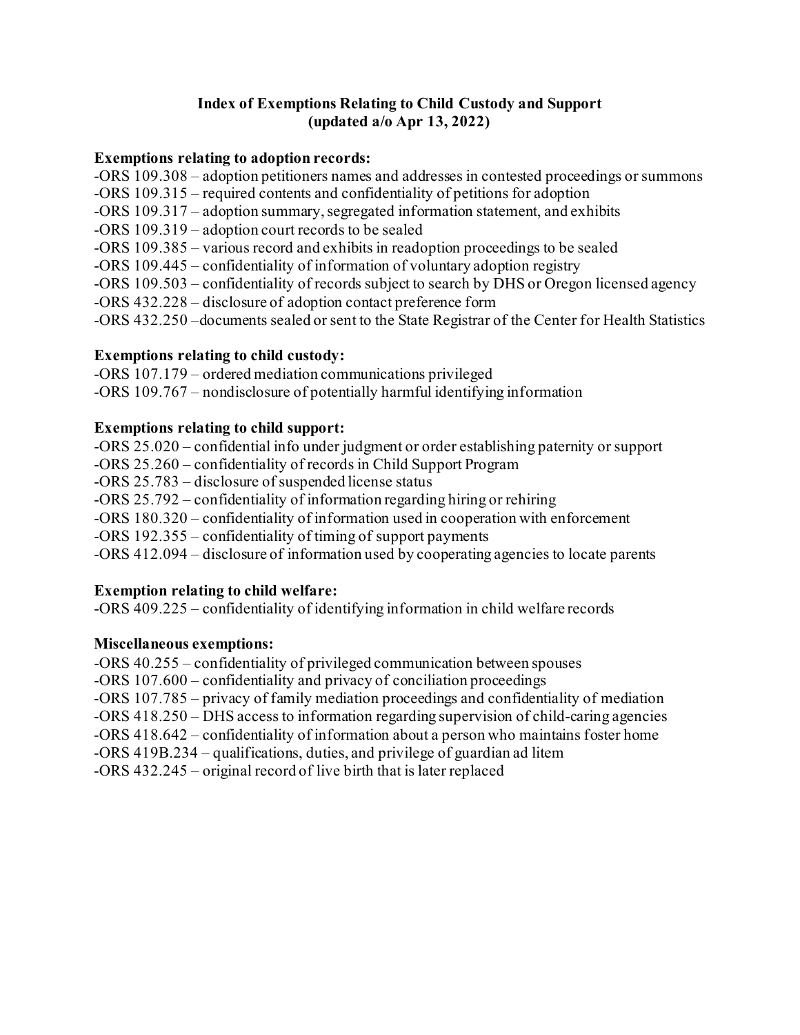# Index of Exemptions Relating to Child Custody and Support
**(updated a/o Apr 13, 2022)**

**Exemptions relating to adoption records:**

-ORS 109.308 – adoption petitioners names and addresses in contested proceedings or summons
-ORS 109.315 – required contents and confidentiality of petitions for adoption
-ORS 109.317 – adoption summary, segregated information statement, and exhibits
-ORS 109.319 – adoption court records to be sealed
-ORS 109.385 – various record and exhibits in readoption proceedings to be sealed
-ORS 109.445 – confidentiality of information of voluntary adoption registry
-ORS 109.503 – confidentiality of records subject to search by DHS or Oregon licensed agency
-ORS 432.228 – disclosure of adoption contact preference form
-ORS 432.250 –documents sealed or sent to the State Registrar of the Center for Health Statistics

**Exemptions relating to child custody:**

-ORS 107.179 – ordered mediation communications privileged
-ORS 109.767 – nondisclosure of potentially harmful identifying information

**Exemptions relating to child support:**

-ORS 25.020 – confidential info under judgment or order establishing paternity or support
-ORS 25.260 – confidentiality of records in Child Support Program
-ORS 25.783 – disclosure of suspended license status
-ORS 25.792 – confidentiality of information regarding hiring or rehiring
-ORS 180.320 – confidentiality of information used in cooperation with enforcement
-ORS 192.355 – confidentiality of timing of support payments
-ORS 412.094 – disclosure of information used by cooperating agencies to locate parents

**Exemption relating to child welfare:**

-ORS 409.225 – confidentiality of identifying information in child welfare records

**Miscellaneous exemptions:**

-ORS 40.255 – confidentiality of privileged communication between spouses
-ORS 107.600 – confidentiality and privacy of conciliation proceedings
-ORS 107.785 – privacy of family mediation proceedings and confidentiality of mediation
-ORS 418.250 – DHS access to information regarding supervision of child-caring agencies
-ORS 418.642 – confidentiality of information about a person who maintains foster home
-ORS 419B.234 – qualifications, duties, and privilege of guardian ad litem
-ORS 432.245 – original record of live birth that is later replaced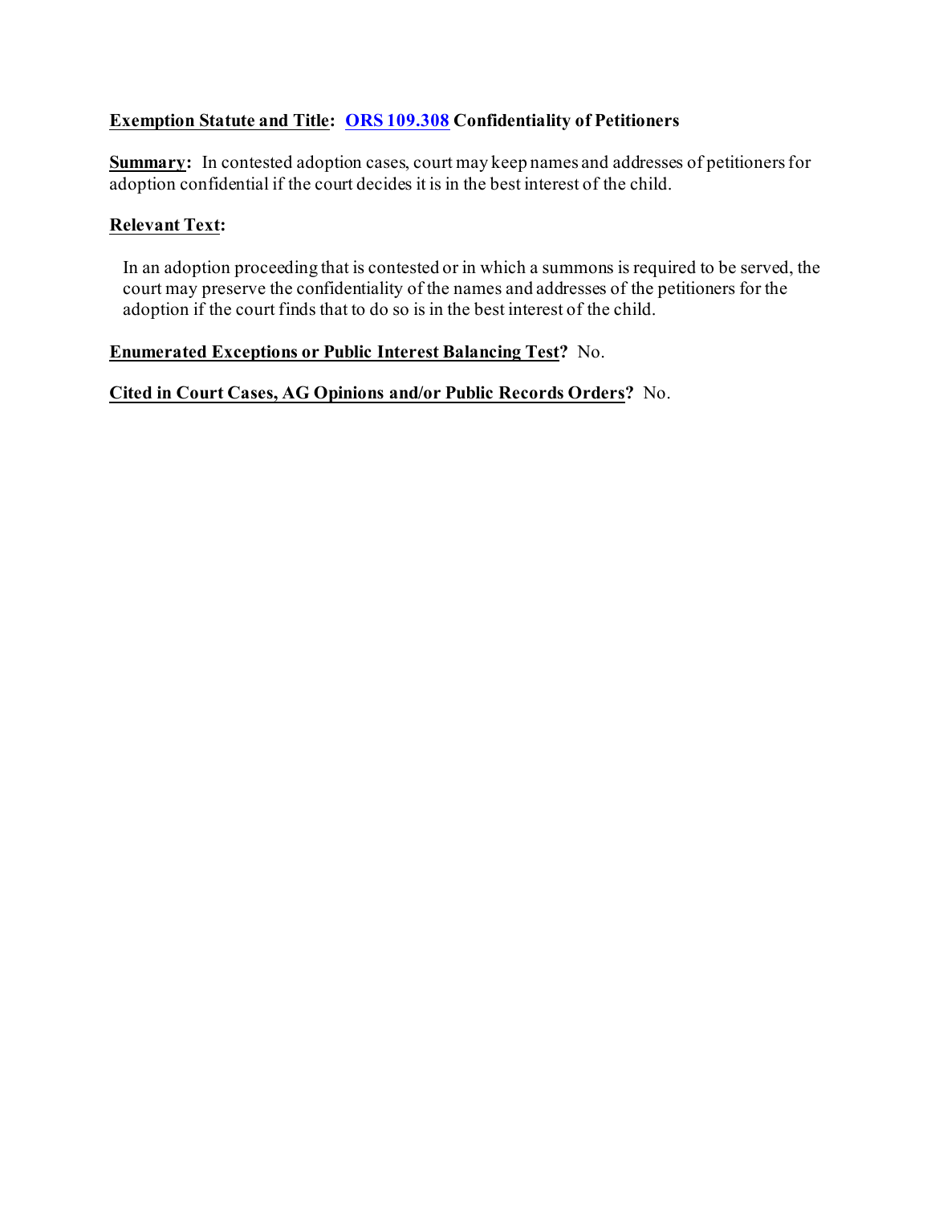**<u>Exemption Statute and Title</u>: [ORS 109.308](ORS 109.308) Confidentiality of Petitioners**

**<u>Summary</u>:** In contested adoption cases, court may keep names and addresses of petitioners for adoption confidential if the court decides it is in the best interest of the child.

**<u>Relevant Text</u>:**

> In an adoption proceeding that is contested or in which a summons is required to be served, the court may preserve the confidentiality of the names and addresses of the petitioners for the adoption if the court finds that to do so is in the best interest of the child.

**<u>Enumerated Exceptions or Public Interest Balancing Test</u>?** No.

**<u>Cited in Court Cases, AG Opinions and/or Public Records Orders</u>?** No.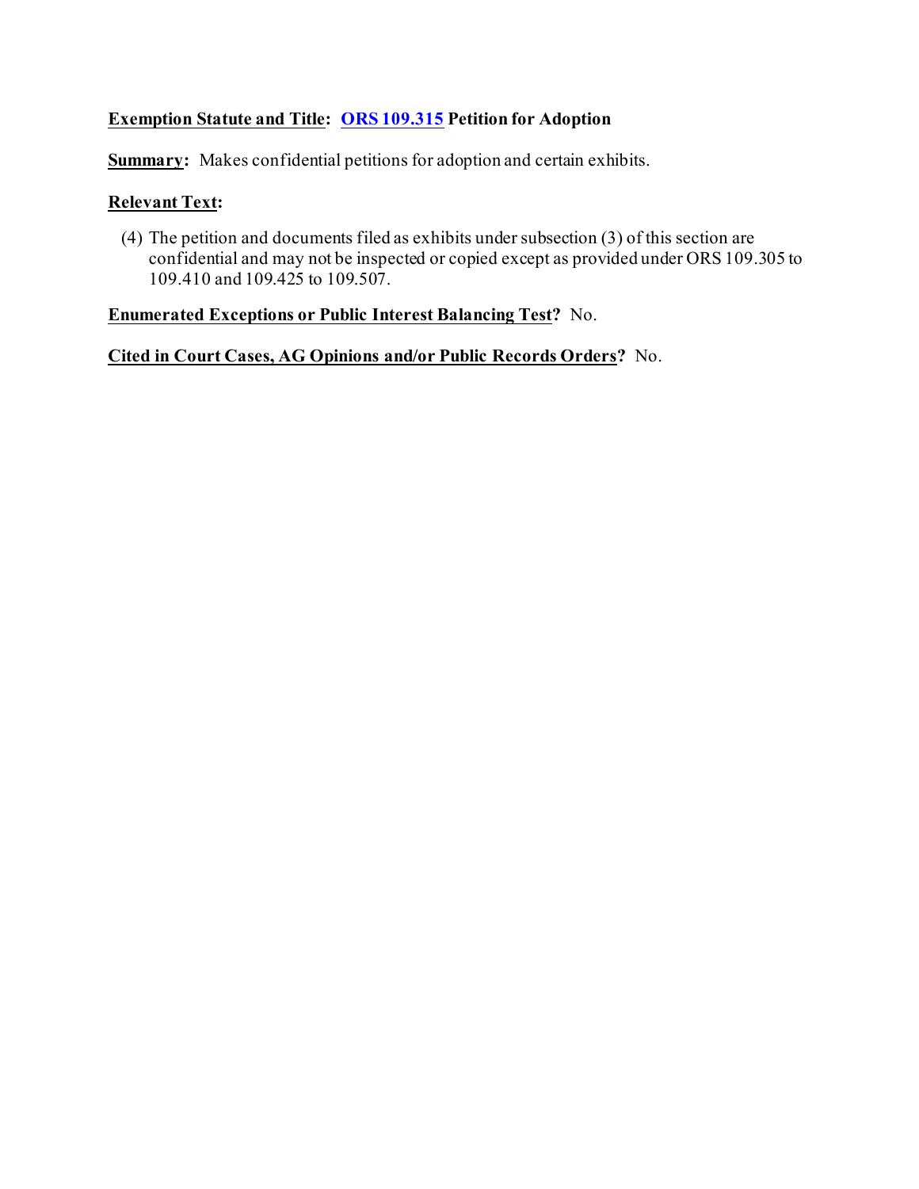**<u>Exemption Statute and Title</u>: [ORS 109.315](ORS 109.315) Petition for Adoption**

**<u>Summary</u>:** Makes confidential petitions for adoption and certain exhibits.

**<u>Relevant Text</u>:**

(4) The petition and documents filed as exhibits under subsection (3) of this section are confidential and may not be inspected or copied except as provided under ORS 109.305 to 109.410 and 109.425 to 109.507.

**<u>Enumerated Exceptions or Public Interest Balancing Test</u>?** No.

**<u>Cited in Court Cases, AG Opinions and/or Public Records Orders</u>?** No.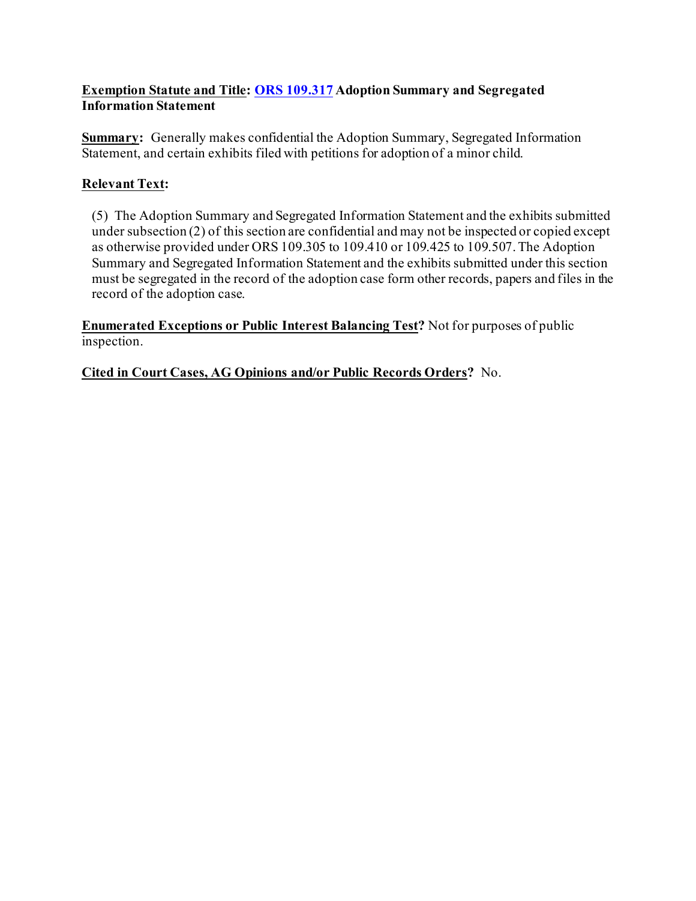**Exemption Statute and Title: ORS 109.317 Adoption Summary and Segregated Information Statement**

**Summary:** Generally makes confidential the Adoption Summary, Segregated Information Statement, and certain exhibits filed with petitions for adoption of a minor child.

**Relevant Text:**

> (5) The Adoption Summary and Segregated Information Statement and the exhibits submitted under subsection (2) of this section are confidential and may not be inspected or copied except as otherwise provided under ORS 109.305 to 109.410 or 109.425 to 109.507. The Adoption Summary and Segregated Information Statement and the exhibits submitted under this section must be segregated in the record of the adoption case form other records, papers and files in the record of the adoption case.

**Enumerated Exceptions or Public Interest Balancing Test?** Not for purposes of public inspection.

**Cited in Court Cases, AG Opinions and/or Public Records Orders?** No.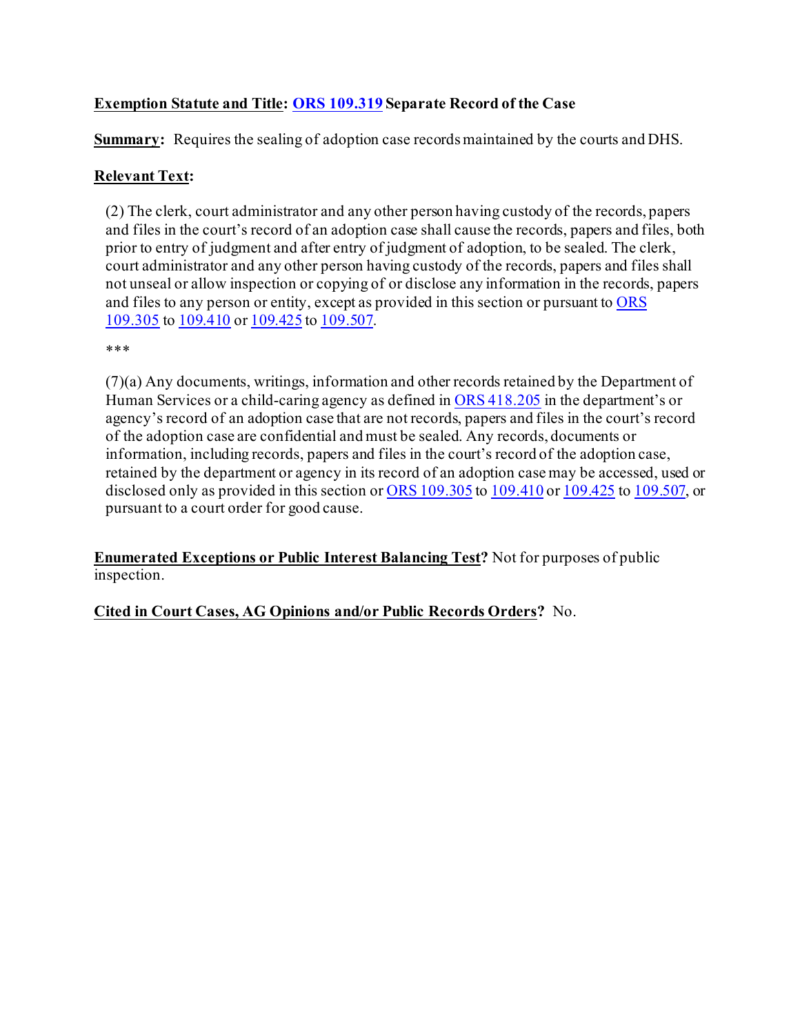**Exemption Statute and Title: ORS 109.319 Separate Record of the Case**

**Summary:** Requires the sealing of adoption case records maintained by the courts and DHS.

**Relevant Text:**

> (2) The clerk, court administrator and any other person having custody of the records, papers and files in the court's record of an adoption case shall cause the records, papers and files, both prior to entry of judgment and after entry of judgment of adoption, to be sealed. The clerk, court administrator and any other person having custody of the records, papers and files shall not unseal or allow inspection or copying of or disclose any information in the records, papers and files to any person or entity, except as provided in this section or pursuant to ORS 109.305 to 109.410 or 109.425 to 109.507.
>
> ***
>
> (7)(a) Any documents, writings, information and other records retained by the Department of Human Services or a child-caring agency as defined in ORS 418.205 in the department's or agency's record of an adoption case that are not records, papers and files in the court's record of the adoption case are confidential and must be sealed. Any records, documents or information, including records, papers and files in the court's record of the adoption case, retained by the department or agency in its record of an adoption case may be accessed, used or disclosed only as provided in this section or ORS 109.305 to 109.410 or 109.425 to 109.507, or pursuant to a court order for good cause.

**Enumerated Exceptions or Public Interest Balancing Test?** Not for purposes of public inspection.

**Cited in Court Cases, AG Opinions and/or Public Records Orders?** No.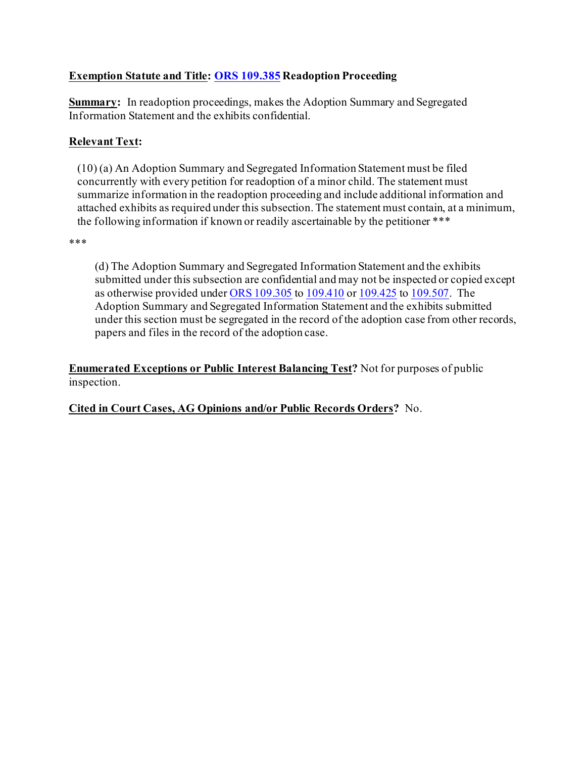**<u>Exemption Statute and Title</u>: <u>ORS 109.385</u> Readoption Proceeding**

**<u>Summary</u>:** In readoption proceedings, makes the Adoption Summary and Segregated Information Statement and the exhibits confidential.

**<u>Relevant Text</u>:**

> (10) (a) An Adoption Summary and Segregated Information Statement must be filed concurrently with every petition for readoption of a minor child. The statement must summarize information in the readoption proceeding and include additional information and attached exhibits as required under this subsection. The statement must contain, at a minimum, the following information if known or readily ascertainable by the petitioner ***

***

>> (d) The Adoption Summary and Segregated Information Statement and the exhibits submitted under this subsection are confidential and may not be inspected or copied except as otherwise provided under ORS 109.305 to 109.410 or 109.425 to 109.507. The Adoption Summary and Segregated Information Statement and the exhibits submitted under this section must be segregated in the record of the adoption case from other records, papers and files in the record of the adoption case.

**<u>Enumerated Exceptions or Public Interest Balancing Test</u>?** Not for purposes of public inspection.

**<u>Cited in Court Cases, AG Opinions and/or Public Records Orders</u>?** No.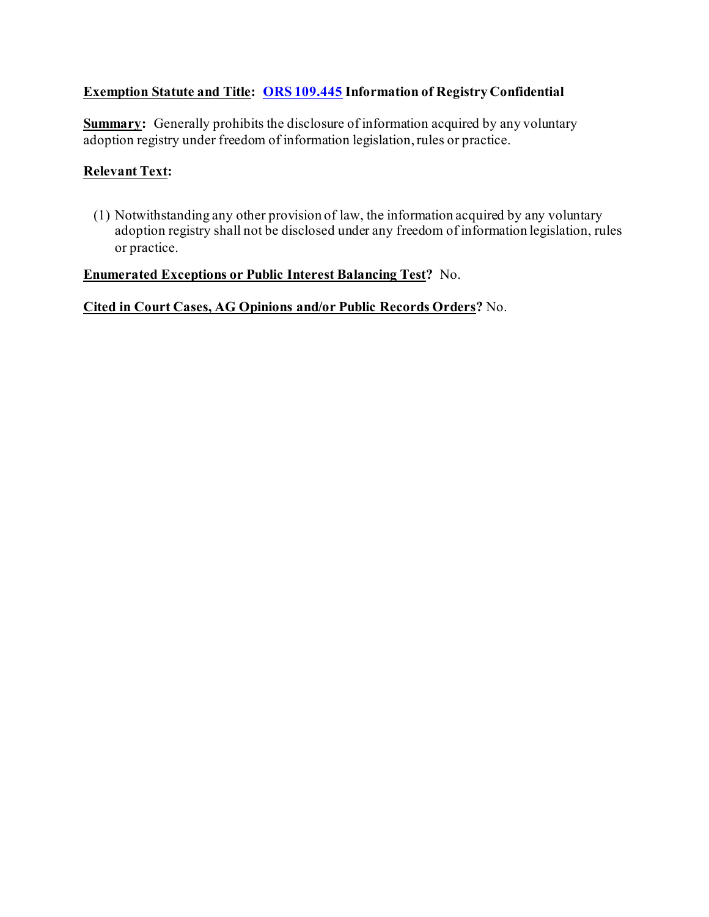**Exemption Statute and Title: ORS 109.445 Information of Registry Confidential**

**Summary:** Generally prohibits the disclosure of information acquired by any voluntary adoption registry under freedom of information legislation, rules or practice.

**Relevant Text:**

(1) Notwithstanding any other provision of law, the information acquired by any voluntary adoption registry shall not be disclosed under any freedom of information legislation, rules or practice.

**Enumerated Exceptions or Public Interest Balancing Test?** No.

**Cited in Court Cases, AG Opinions and/or Public Records Orders?** No.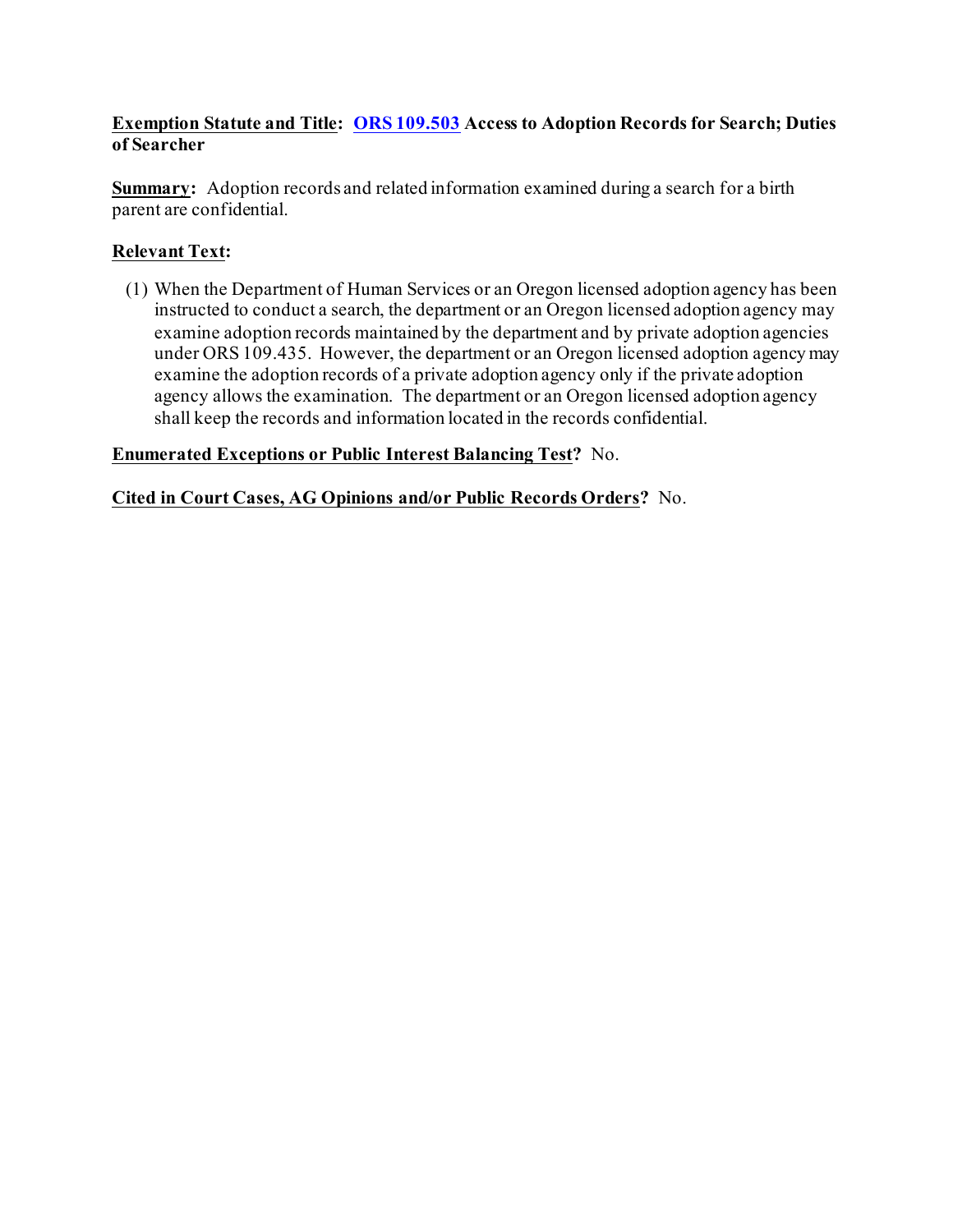**<u>Exemption Statute and Title</u>: ORS 109.503 Access to Adoption Records for Search; Duties of Searcher**

**<u>Summary</u>:** Adoption records and related information examined during a search for a birth parent are confidential.

**<u>Relevant Text</u>:**

(1) When the Department of Human Services or an Oregon licensed adoption agency has been instructed to conduct a search, the department or an Oregon licensed adoption agency may examine adoption records maintained by the department and by private adoption agencies under ORS 109.435. However, the department or an Oregon licensed adoption agency may examine the adoption records of a private adoption agency only if the private adoption agency allows the examination. The department or an Oregon licensed adoption agency shall keep the records and information located in the records confidential.

**<u>Enumerated Exceptions or Public Interest Balancing Test</u>?** No.

**<u>Cited in Court Cases, AG Opinions and/or Public Records Orders</u>?** No.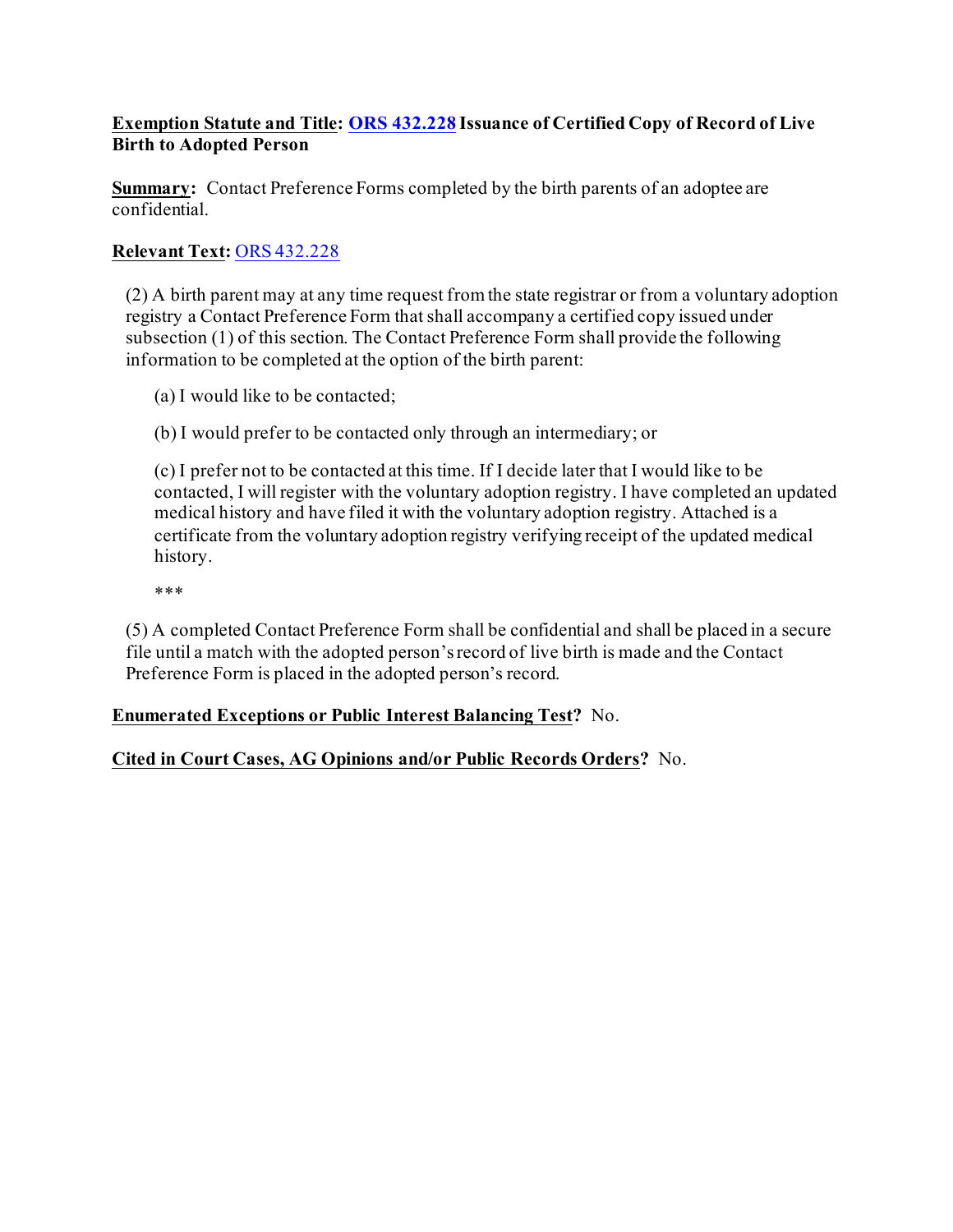**Exemption Statute and Title:** **ORS 432.228** **Issuance of Certified Copy of Record of Live Birth to Adopted Person**

**Summary:** Contact Preference Forms completed by the birth parents of an adoptee are confidential.

**Relevant Text:** ORS 432.228

> (2) A birth parent may at any time request from the state registrar or from a voluntary adoption registry a Contact Preference Form that shall accompany a certified copy issued under subsection (1) of this section. The Contact Preference Form shall provide the following information to be completed at the option of the birth parent:
>
> > (a) I would like to be contacted;
> >
> > (b) I would prefer to be contacted only through an intermediary; or
> >
> > (c) I prefer not to be contacted at this time. If I decide later that I would like to be contacted, I will register with the voluntary adoption registry. I have completed an updated medical history and have filed it with the voluntary adoption registry. Attached is a certificate from the voluntary adoption registry verifying receipt of the updated medical history.
> >
> > ***
>
> (5) A completed Contact Preference Form shall be confidential and shall be placed in a secure file until a match with the adopted person's record of live birth is made and the Contact Preference Form is placed in the adopted person's record.

**Enumerated Exceptions or Public Interest Balancing Test?** No.

**Cited in Court Cases, AG Opinions and/or Public Records Orders?** No.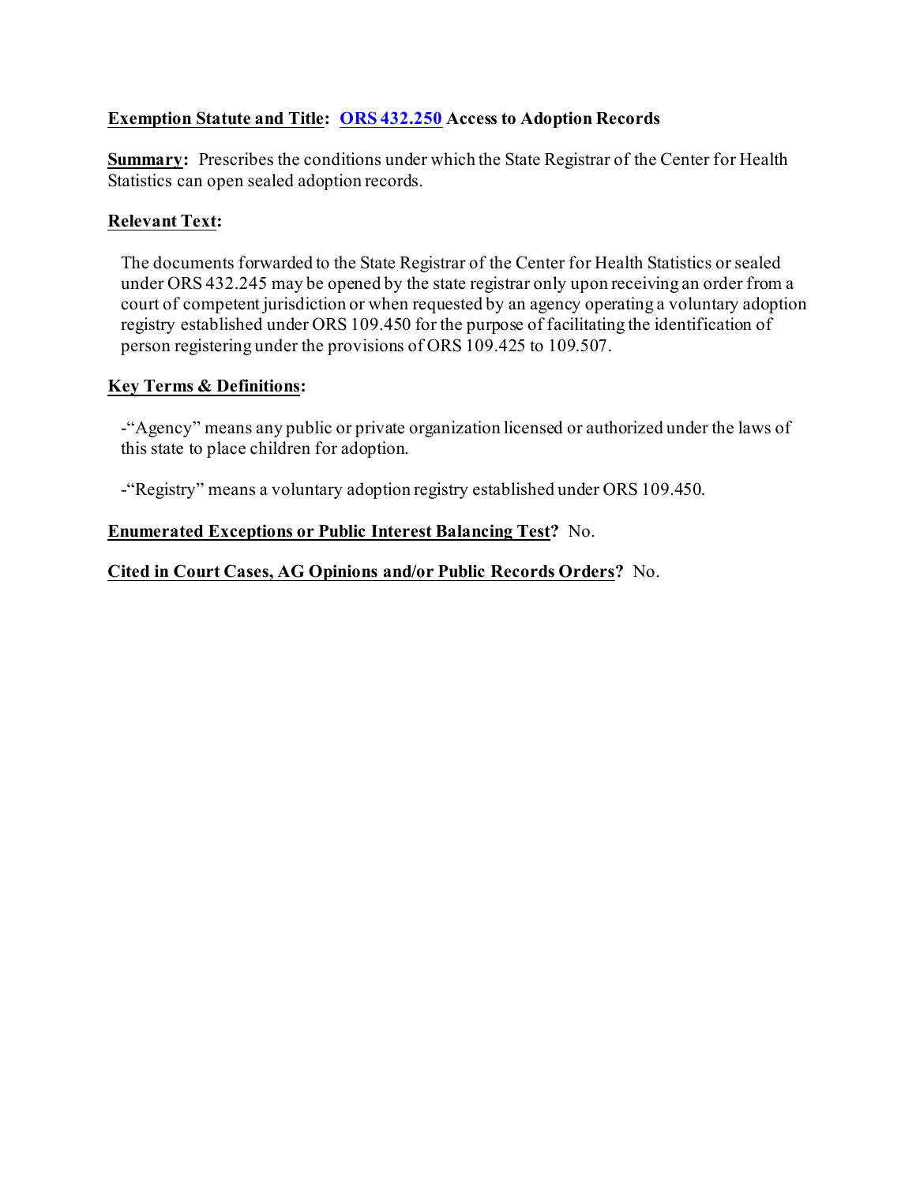**Exemption Statute and Title**: [ORS 432.250](#) **Access to Adoption Records**

**Summary**: Prescribes the conditions under which the State Registrar of the Center for Health Statistics can open sealed adoption records.

**Relevant Text:**

> The documents forwarded to the State Registrar of the Center for Health Statistics or sealed under ORS 432.245 may be opened by the state registrar only upon receiving an order from a court of competent jurisdiction or when requested by an agency operating a voluntary adoption registry established under ORS 109.450 for the purpose of facilitating the identification of person registering under the provisions of ORS 109.425 to 109.507.

**Key Terms & Definitions:**

-"Agency" means any public or private organization licensed or authorized under the laws of this state to place children for adoption.

-"Registry" means a voluntary adoption registry established under ORS 109.450.

**Enumerated Exceptions or Public Interest Balancing Test?** No.

**Cited in Court Cases, AG Opinions and/or Public Records Orders?** No.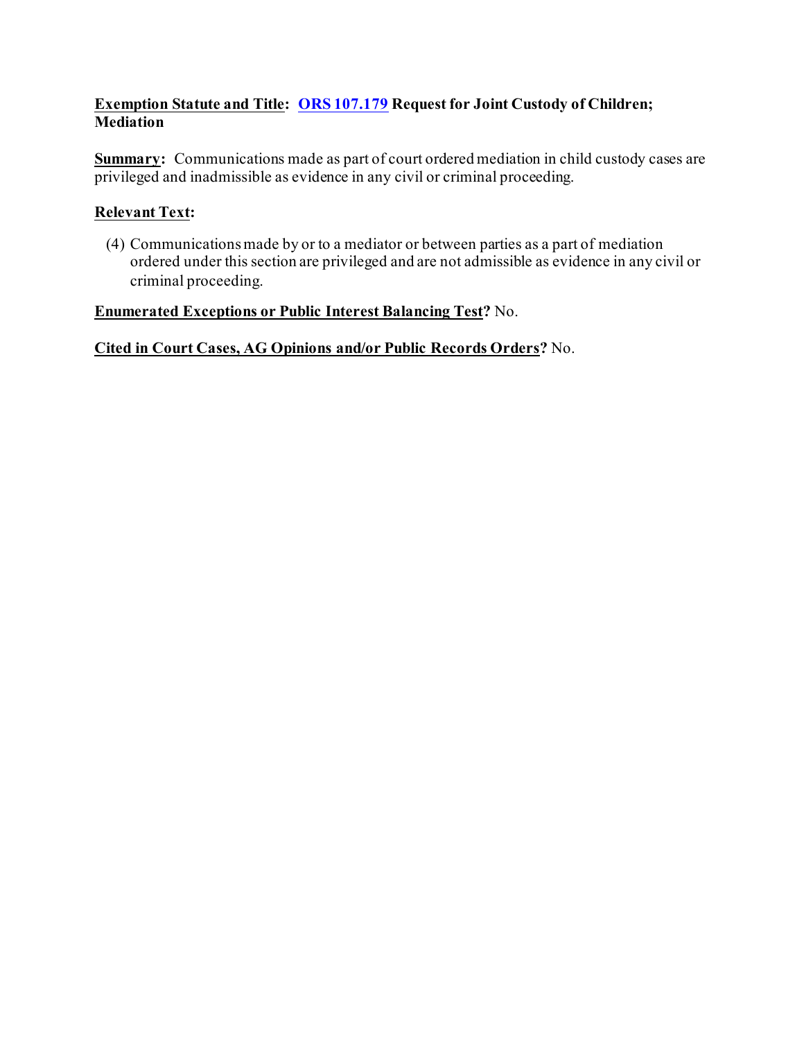**<u>Exemption Statute and Title</u>: [ORS 107.179](ORS 107.179) Request for Joint Custody of Children; Mediation**

**<u>Summary</u>:** Communications made as part of court ordered mediation in child custody cases are privileged and inadmissible as evidence in any civil or criminal proceeding.

**<u>Relevant Text</u>:**

(4) Communications made by or to a mediator or between parties as a part of mediation ordered under this section are privileged and are not admissible as evidence in any civil or criminal proceeding.

**<u>Enumerated Exceptions or Public Interest Balancing Test</u>?** No.

**<u>Cited in Court Cases, AG Opinions and/or Public Records Orders</u>?** No.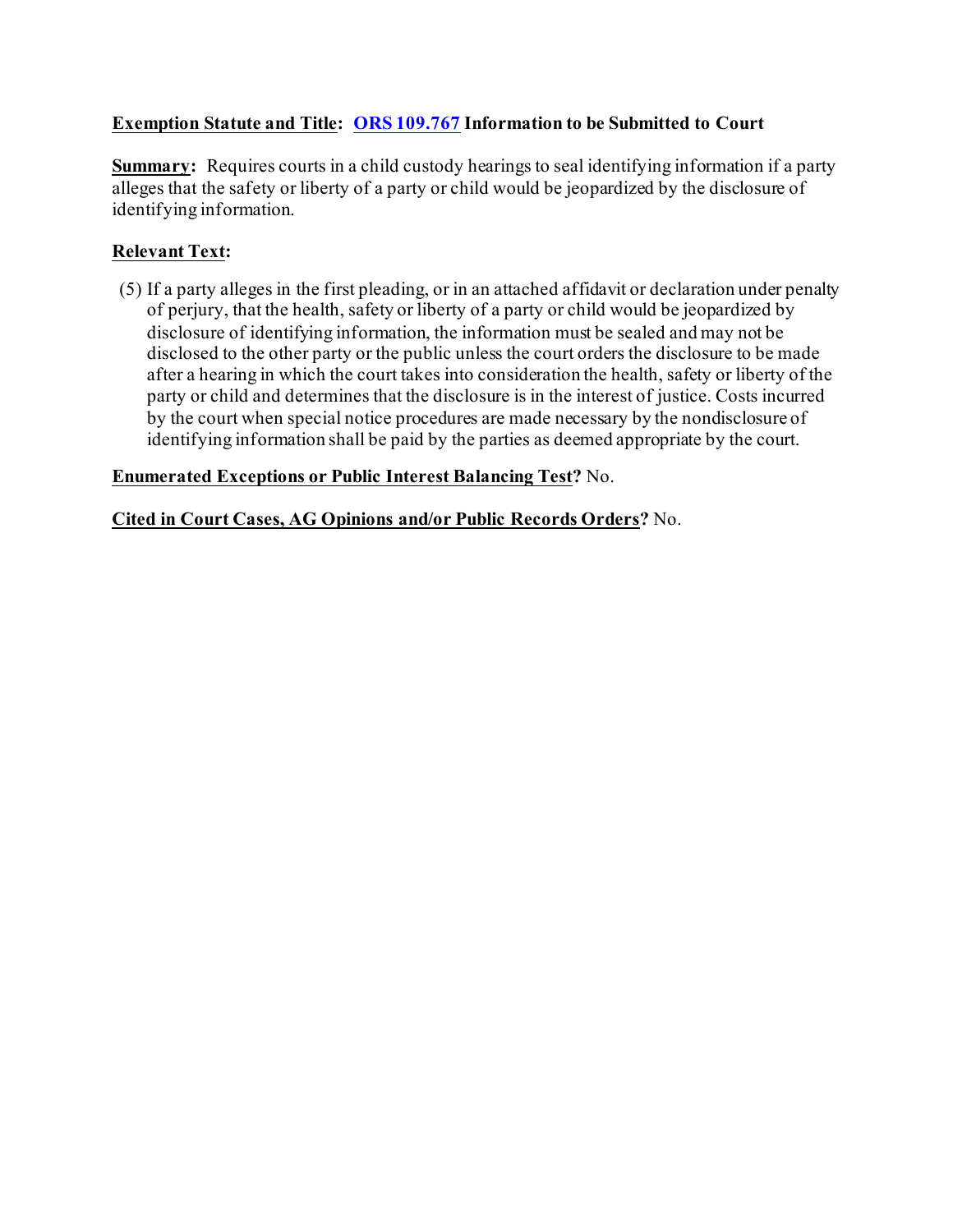**Exemption Statute and Title:** **ORS 109.767** **Information to be Submitted to Court**

**Summary:** Requires courts in a child custody hearings to seal identifying information if a party alleges that the safety or liberty of a party or child would be jeopardized by the disclosure of identifying information.

**Relevant Text:**

(5) If a party alleges in the first pleading, or in an attached affidavit or declaration under penalty of perjury, that the health, safety or liberty of a party or child would be jeopardized by disclosure of identifying information, the information must be sealed and may not be disclosed to the other party or the public unless the court orders the disclosure to be made after a hearing in which the court takes into consideration the health, safety or liberty of the party or child and determines that the disclosure is in the interest of justice. Costs incurred by the court when special notice procedures are made necessary by the nondisclosure of identifying information shall be paid by the parties as deemed appropriate by the court.

**Enumerated Exceptions or Public Interest Balancing Test?** No.

**Cited in Court Cases, AG Opinions and/or Public Records Orders?** No.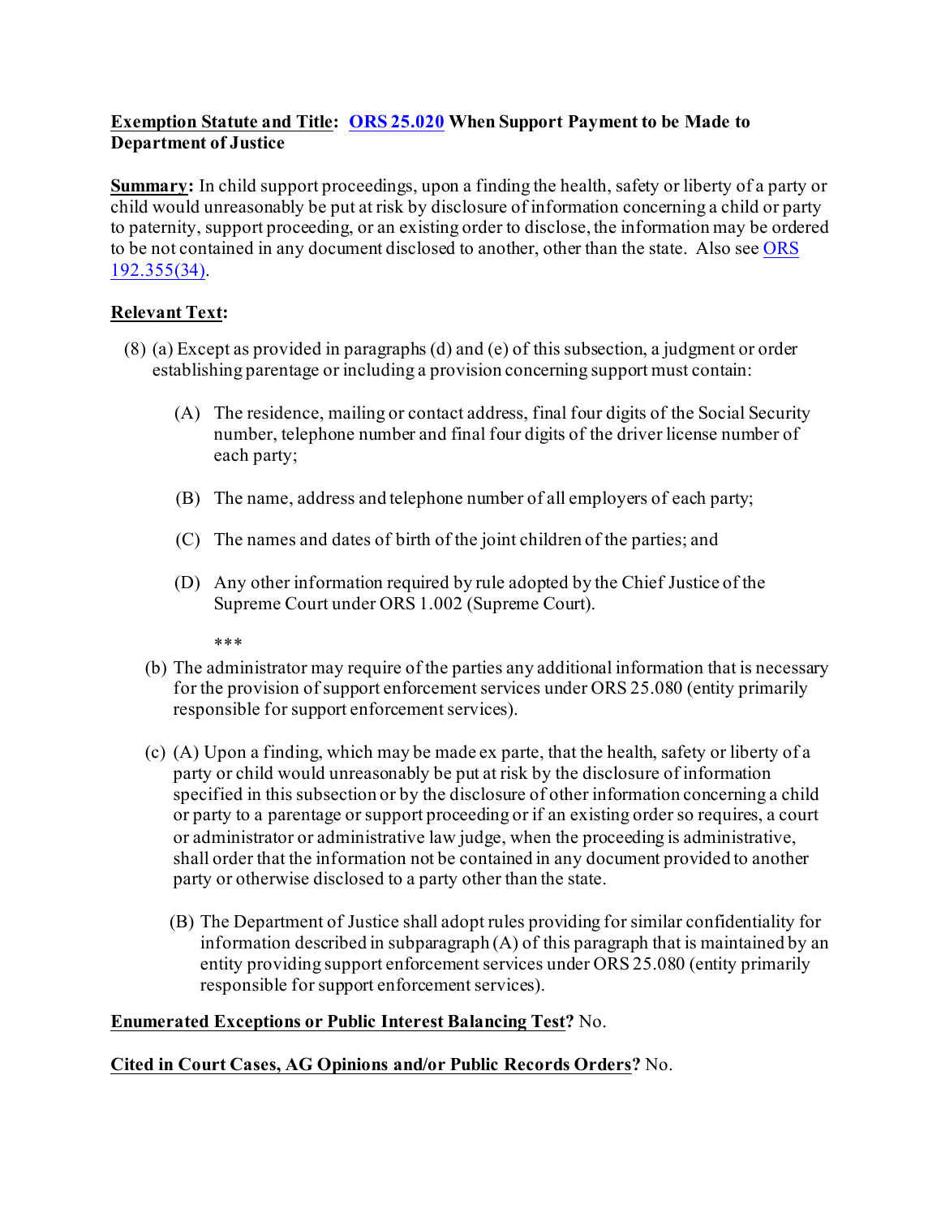**Exemption Statute and Title**: **[ORS 25.020](#) When Support Payment to be Made to Department of Justice**

**Summary**: In child support proceedings, upon a finding the health, safety or liberty of a party or child would unreasonably be put at risk by disclosure of information concerning a child or party to paternity, support proceeding, or an existing order to disclose, the information may be ordered to be not contained in any document disclosed to another, other than the state. Also see [ORS 192.355(34)](#).

**Relevant Text**:

(8) (a) Except as provided in paragraphs (d) and (e) of this subsection, a judgment or order establishing parentage or including a provision concerning support must contain:

> (A) The residence, mailing or contact address, final four digits of the Social Security number, telephone number and final four digits of the driver license number of each party;
>
> (B) The name, address and telephone number of all employers of each party;
>
> (C) The names and dates of birth of the joint children of the parties; and
>
> (D) Any other information required by rule adopted by the Chief Justice of the Supreme Court under ORS 1.002 (Supreme Court).
>
> \*\*\*

(b) The administrator may require of the parties any additional information that is necessary for the provision of support enforcement services under ORS 25.080 (entity primarily responsible for support enforcement services).

(c) (A) Upon a finding, which may be made ex parte, that the health, safety or liberty of a party or child would unreasonably be put at risk by the disclosure of information specified in this subsection or by the disclosure of other information concerning a child or party to a parentage or support proceeding or if an existing order so requires, a court or administrator or administrative law judge, when the proceeding is administrative, shall order that the information not be contained in any document provided to another party or otherwise disclosed to a party other than the state.

> (B) The Department of Justice shall adopt rules providing for similar confidentiality for information described in subparagraph (A) of this paragraph that is maintained by an entity providing support enforcement services under ORS 25.080 (entity primarily responsible for support enforcement services).

**Enumerated Exceptions or Public Interest Balancing Test?** No.

**Cited in Court Cases, AG Opinions and/or Public Records Orders?** No.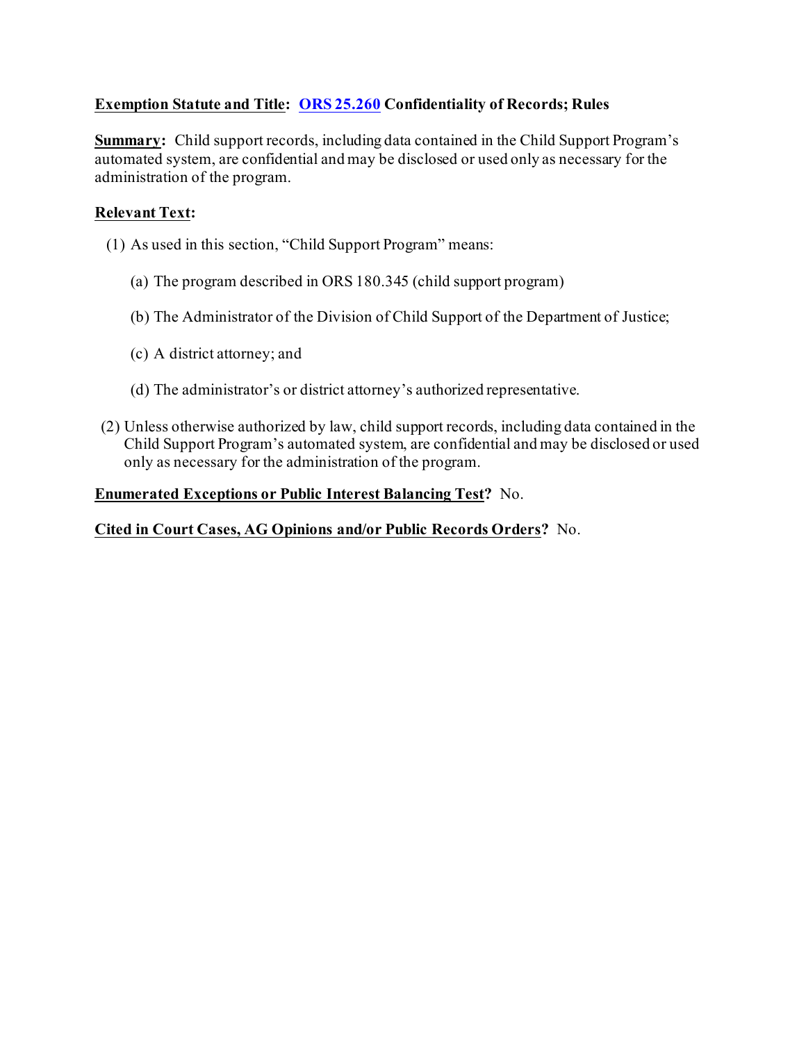**<u>Exemption Statute and Title</u>: [ORS 25.260](#) Confidentiality of Records; Rules**

**<u>Summary</u>:** Child support records, including data contained in the Child Support Program's automated system, are confidential and may be disclosed or used only as necessary for the administration of the program.

**<u>Relevant Text</u>:**

(1) As used in this section, "Child Support Program" means:

  (a) The program described in ORS 180.345 (child support program)

  (b) The Administrator of the Division of Child Support of the Department of Justice;

  (c) A district attorney; and

  (d) The administrator's or district attorney's authorized representative.

(2) Unless otherwise authorized by law, child support records, including data contained in the Child Support Program's automated system, are confidential and may be disclosed or used only as necessary for the administration of the program.

**<u>Enumerated Exceptions or Public Interest Balancing Test</u>?** No.

**<u>Cited in Court Cases, AG Opinions and/or Public Records Orders</u>?** No.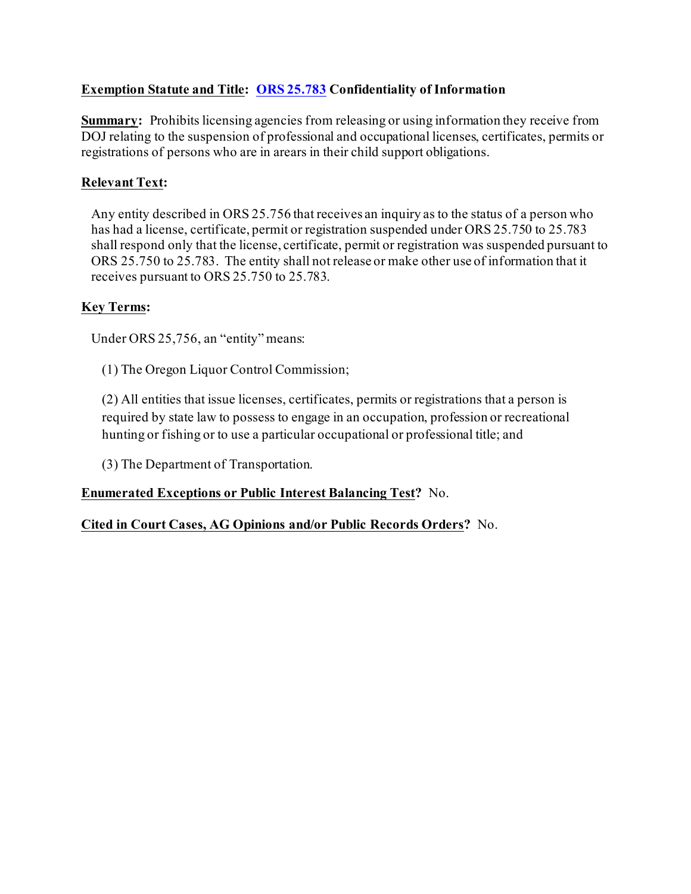**Exemption Statute and Title:** **ORS 25.783 Confidentiality of Information**

**Summary:** Prohibits licensing agencies from releasing or using information they receive from DOJ relating to the suspension of professional and occupational licenses, certificates, permits or registrations of persons who are in arears in their child support obligations.

**Relevant Text:**

Any entity described in ORS 25.756 that receives an inquiry as to the status of a person who has had a license, certificate, permit or registration suspended under ORS 25.750 to 25.783 shall respond only that the license, certificate, permit or registration was suspended pursuant to ORS 25.750 to 25.783. The entity shall not release or make other use of information that it receives pursuant to ORS 25.750 to 25.783.

**Key Terms:**

Under ORS 25,756, an "entity" means:

(1) The Oregon Liquor Control Commission;

(2) All entities that issue licenses, certificates, permits or registrations that a person is required by state law to possess to engage in an occupation, profession or recreational hunting or fishing or to use a particular occupational or professional title; and

(3) The Department of Transportation.

**Enumerated Exceptions or Public Interest Balancing Test?** No.

**Cited in Court Cases, AG Opinions and/or Public Records Orders?** No.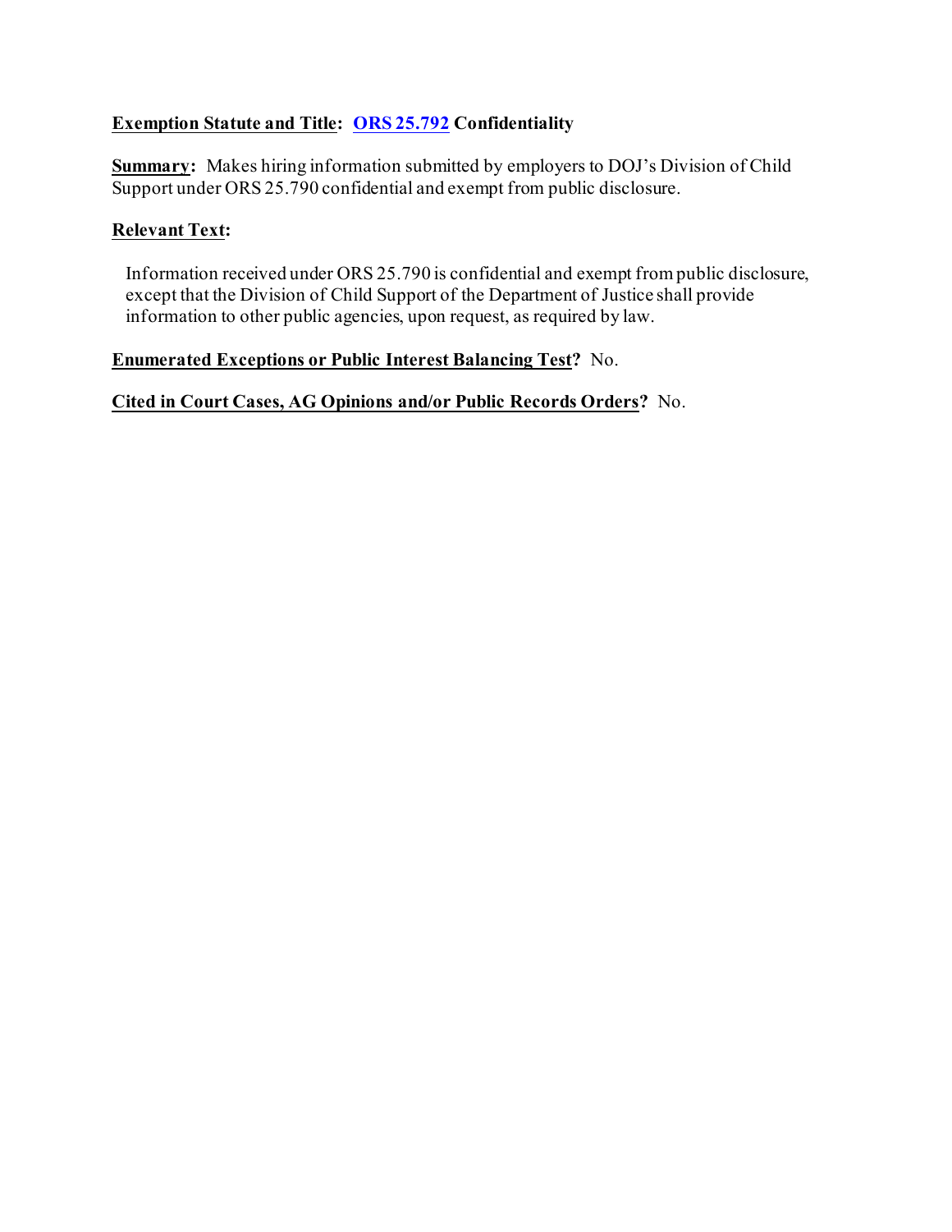**<u>Exemption Statute and Title</u>: ORS 25.792 Confidentiality**

**<u>Summary</u>:** Makes hiring information submitted by employers to DOJ's Division of Child Support under ORS 25.790 confidential and exempt from public disclosure.

**<u>Relevant Text</u>:**

> Information received under ORS 25.790 is confidential and exempt from public disclosure, except that the Division of Child Support of the Department of Justice shall provide information to other public agencies, upon request, as required by law.

**<u>Enumerated Exceptions or Public Interest Balancing Test</u>?** No.

**<u>Cited in Court Cases, AG Opinions and/or Public Records Orders</u>?** No.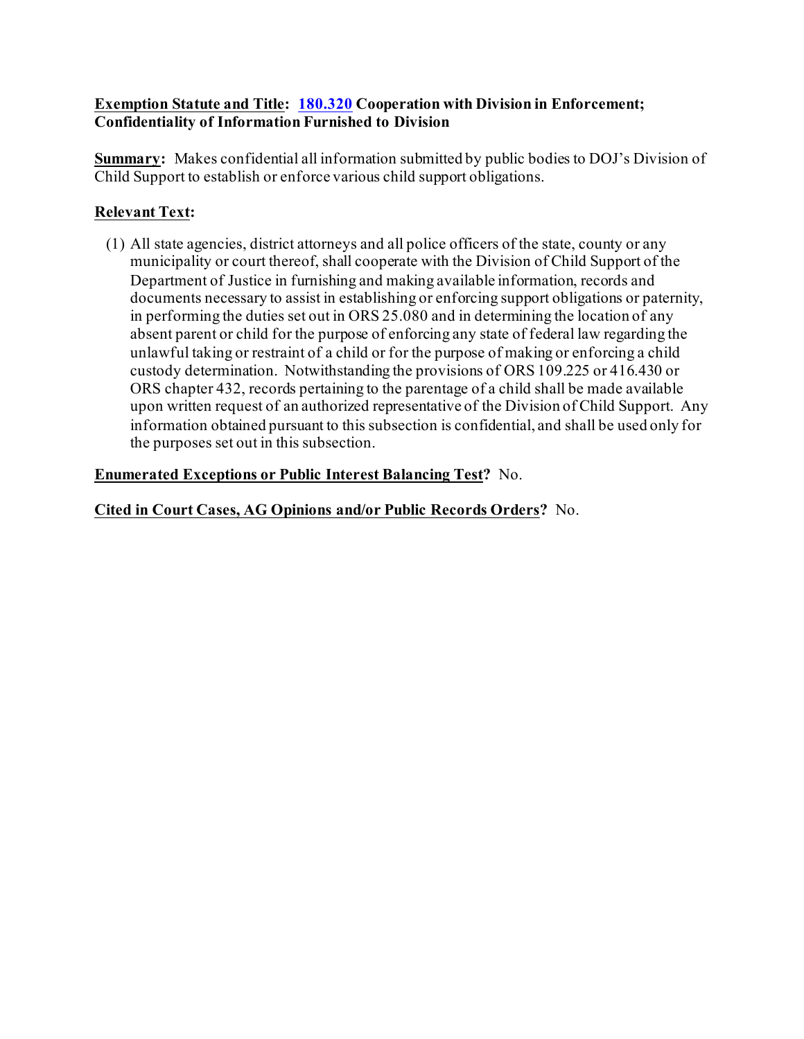**<u>Exemption Statute and Title</u>: [180.320](180.320) Cooperation with Division in Enforcement; Confidentiality of Information Furnished to Division**

**<u>Summary</u>:** Makes confidential all information submitted by public bodies to DOJ's Division of Child Support to establish or enforce various child support obligations.

**<u>Relevant Text</u>:**

(1) All state agencies, district attorneys and all police officers of the state, county or any municipality or court thereof, shall cooperate with the Division of Child Support of the Department of Justice in furnishing and making available information, records and documents necessary to assist in establishing or enforcing support obligations or paternity, in performing the duties set out in ORS 25.080 and in determining the location of any absent parent or child for the purpose of enforcing any state of federal law regarding the unlawful taking or restraint of a child or for the purpose of making or enforcing a child custody determination. Notwithstanding the provisions of ORS 109.225 or 416.430 or ORS chapter 432, records pertaining to the parentage of a child shall be made available upon written request of an authorized representative of the Division of Child Support. Any information obtained pursuant to this subsection is confidential, and shall be used only for the purposes set out in this subsection.

**<u>Enumerated Exceptions or Public Interest Balancing Test</u>?** No.

**<u>Cited in Court Cases, AG Opinions and/or Public Records Orders</u>?** No.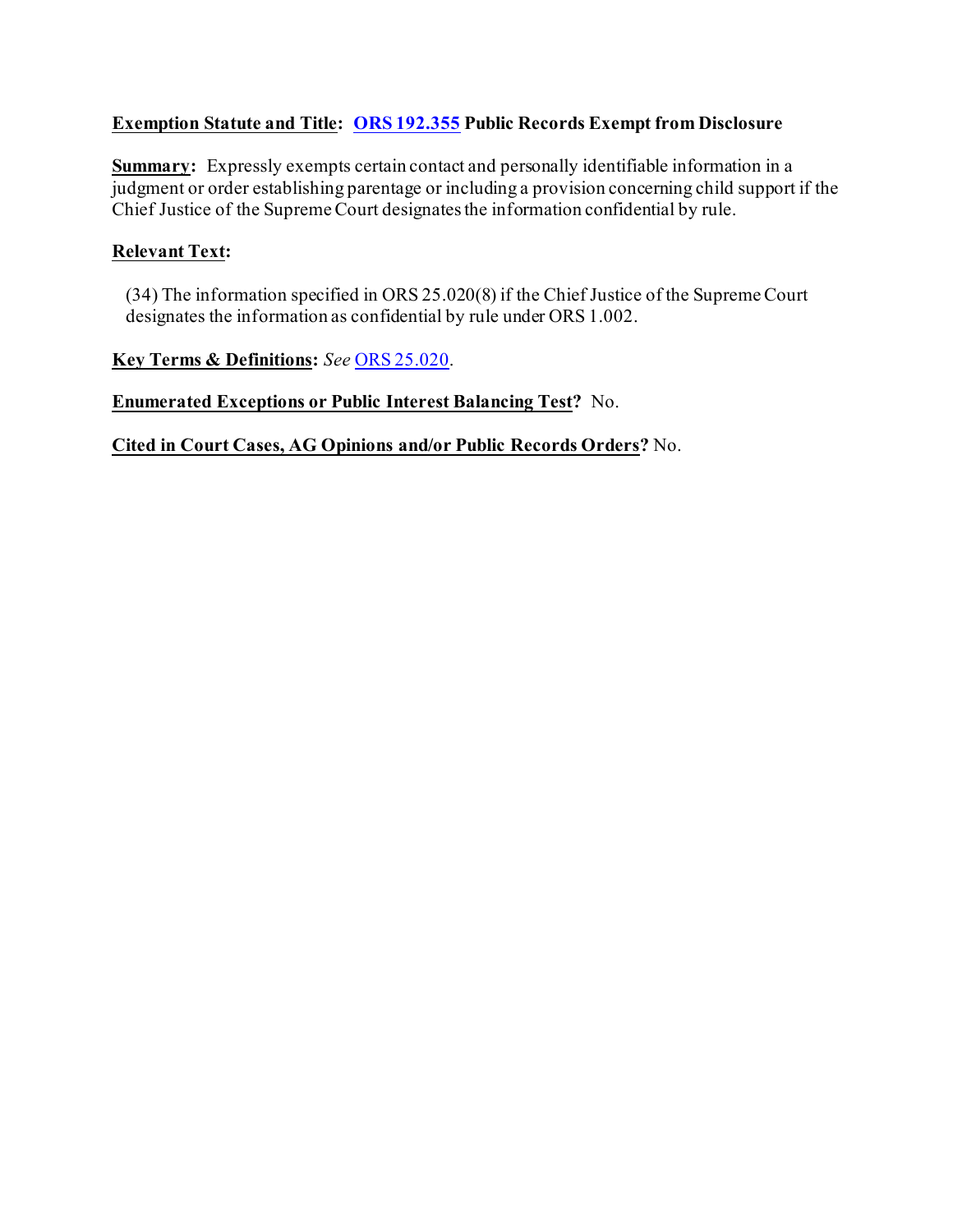**<u>Exemption Statute and Title</u>: ORS 192.355 Public Records Exempt from Disclosure**

**<u>Summary</u>:** Expressly exempts certain contact and personally identifiable information in a judgment or order establishing parentage or including a provision concerning child support if the Chief Justice of the Supreme Court designates the information confidential by rule.

**<u>Relevant Text</u>:**

> (34) The information specified in ORS 25.020(8) if the Chief Justice of the Supreme Court designates the information as confidential by rule under ORS 1.002.

**<u>Key Terms & Definitions</u>:** *See* ORS 25.020.

**<u>Enumerated Exceptions or Public Interest Balancing Test</u>?** No.

**<u>Cited in Court Cases, AG Opinions and/or Public Records Orders</u>?** No.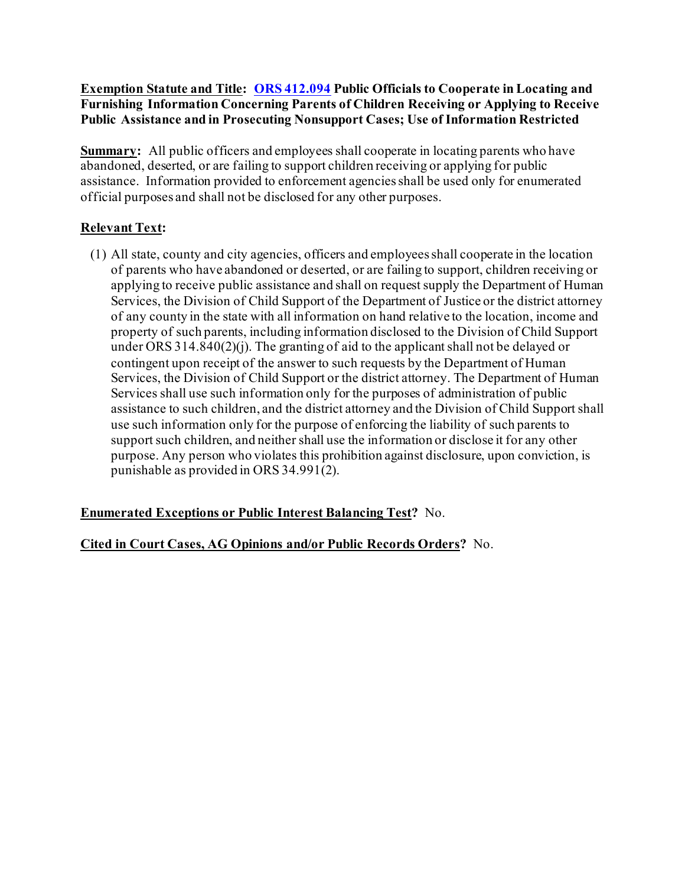**Exemption Statute and Title: [ORS 412.094](ORS 412.094) Public Officials to Cooperate in Locating and Furnishing Information Concerning Parents of Children Receiving or Applying to Receive Public Assistance and in Prosecuting Nonsupport Cases; Use of Information Restricted**

**Summary:** All public officers and employees shall cooperate in locating parents who have abandoned, deserted, or are failing to support children receiving or applying for public assistance. Information provided to enforcement agencies shall be used only for enumerated official purposes and shall not be disclosed for any other purposes.

**Relevant Text:**

(1) All state, county and city agencies, officers and employees shall cooperate in the location of parents who have abandoned or deserted, or are failing to support, children receiving or applying to receive public assistance and shall on request supply the Department of Human Services, the Division of Child Support of the Department of Justice or the district attorney of any county in the state with all information on hand relative to the location, income and property of such parents, including information disclosed to the Division of Child Support under ORS 314.840(2)(j). The granting of aid to the applicant shall not be delayed or contingent upon receipt of the answer to such requests by the Department of Human Services, the Division of Child Support or the district attorney. The Department of Human Services shall use such information only for the purposes of administration of public assistance to such children, and the district attorney and the Division of Child Support shall use such information only for the purpose of enforcing the liability of such parents to support such children, and neither shall use the information or disclose it for any other purpose. Any person who violates this prohibition against disclosure, upon conviction, is punishable as provided in ORS 34.991(2).

**Enumerated Exceptions or Public Interest Balancing Test?** No.

**Cited in Court Cases, AG Opinions and/or Public Records Orders?** No.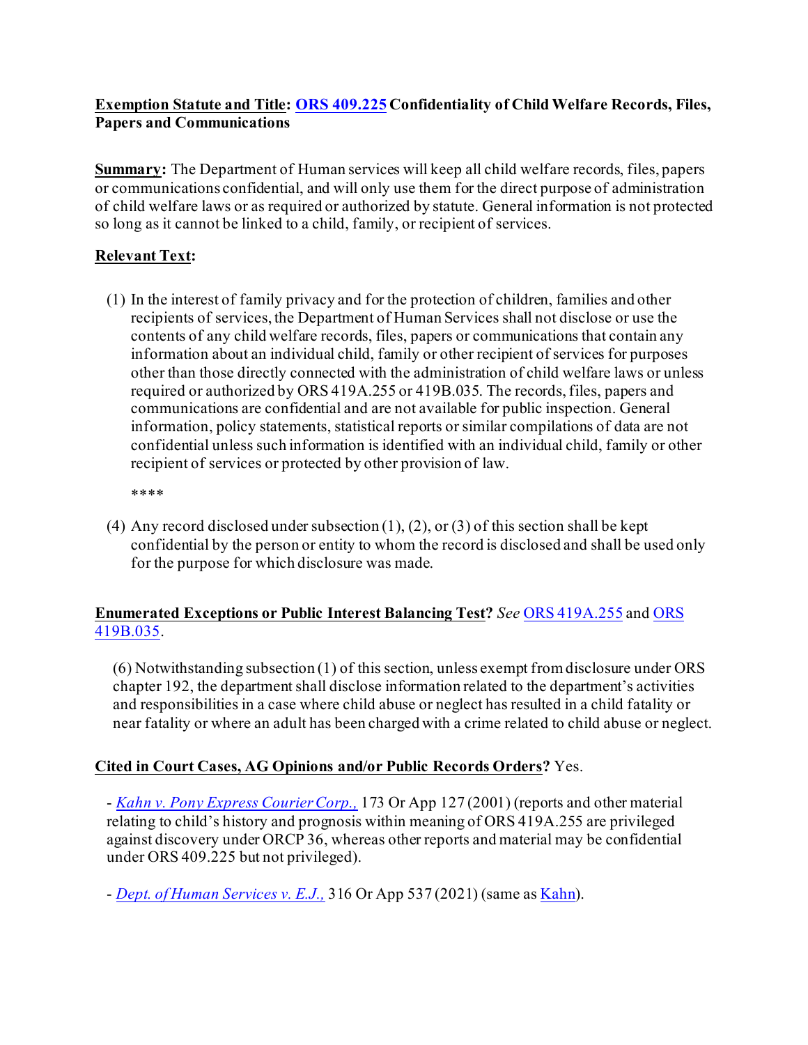**Exemption Statute and Title: [ORS 409.225](#) Confidentiality of Child Welfare Records, Files, Papers and Communications**

**Summary:** The Department of Human services will keep all child welfare records, files, papers or communications confidential, and will only use them for the direct purpose of administration of child welfare laws or as required or authorized by statute. General information is not protected so long as it cannot be linked to a child, family, or recipient of services.

**Relevant Text:**

(1) In the interest of family privacy and for the protection of children, families and other recipients of services, the Department of Human Services shall not disclose or use the contents of any child welfare records, files, papers or communications that contain any information about an individual child, family or other recipient of services for purposes other than those directly connected with the administration of child welfare laws or unless required or authorized by ORS 419A.255 or 419B.035. The records, files, papers and communications are confidential and are not available for public inspection. General information, policy statements, statistical reports or similar compilations of data are not confidential unless such information is identified with an individual child, family or other recipient of services or protected by other provision of law.

****

(4) Any record disclosed under subsection (1), (2), or (3) of this section shall be kept confidential by the person or entity to whom the record is disclosed and shall be used only for the purpose for which disclosure was made.

**Enumerated Exceptions or Public Interest Balancing Test?** *See* ORS 419A.255 and ORS 419B.035.

(6) Notwithstanding subsection (1) of this section, unless exempt from disclosure under ORS chapter 192, the department shall disclose information related to the department's activities and responsibilities in a case where child abuse or neglect has resulted in a child fatality or near fatality or where an adult has been charged with a crime related to child abuse or neglect.

**Cited in Court Cases, AG Opinions and/or Public Records Orders?** Yes.

- *Kahn v. Pony Express Courier Corp.,* 173 Or App 127 (2001) (reports and other material relating to child's history and prognosis within meaning of ORS 419A.255 are privileged against discovery under ORCP 36, whereas other reports and material may be confidential under ORS 409.225 but not privileged).

- *Dept. of Human Services v. E.J.,* 316 Or App 537 (2021) (same as Kahn).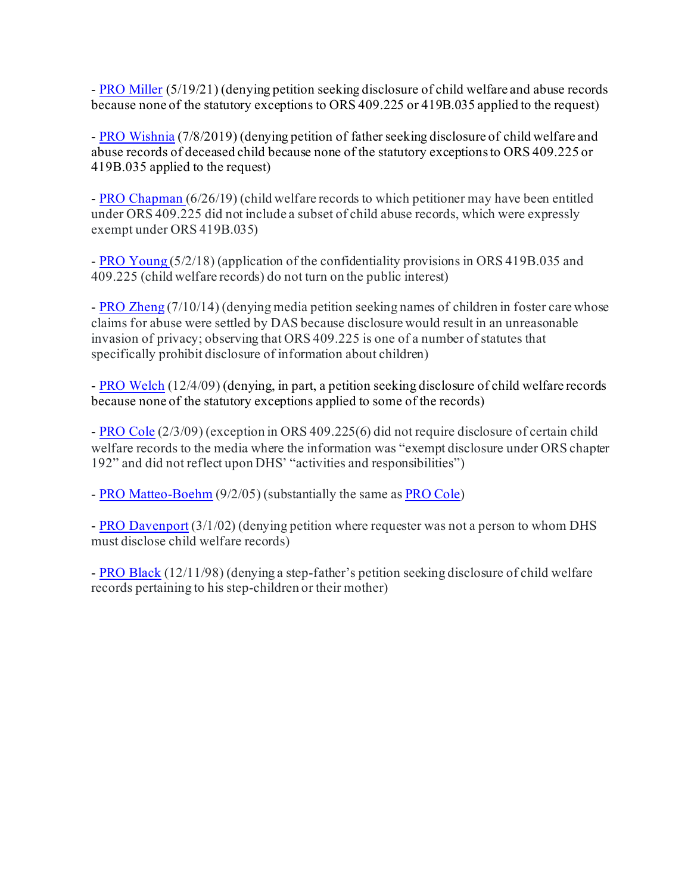- PRO Miller (5/19/21) (denying petition seeking disclosure of child welfare and abuse records because none of the statutory exceptions to ORS 409.225 or 419B.035 applied to the request)

- PRO Wishnia (7/8/2019) (denying petition of father seeking disclosure of child welfare and abuse records of deceased child because none of the statutory exceptions to ORS 409.225 or 419B.035 applied to the request)

- PRO Chapman (6/26/19) (child welfare records to which petitioner may have been entitled under ORS 409.225 did not include a subset of child abuse records, which were expressly exempt under ORS 419B.035)

- PRO Young (5/2/18) (application of the confidentiality provisions in ORS 419B.035 and 409.225 (child welfare records) do not turn on the public interest)

- PRO Zheng (7/10/14) (denying media petition seeking names of children in foster care whose claims for abuse were settled by DAS because disclosure would result in an unreasonable invasion of privacy; observing that ORS 409.225 is one of a number of statutes that specifically prohibit disclosure of information about children)

- PRO Welch (12/4/09) (denying, in part, a petition seeking disclosure of child welfare records because none of the statutory exceptions applied to some of the records)

- PRO Cole (2/3/09) (exception in ORS 409.225(6) did not require disclosure of certain child welfare records to the media where the information was "exempt disclosure under ORS chapter 192" and did not reflect upon DHS' "activities and responsibilities")

- PRO Matteo-Boehm (9/2/05) (substantially the same as PRO Cole)

- PRO Davenport (3/1/02) (denying petition where requester was not a person to whom DHS must disclose child welfare records)

- PRO Black (12/11/98) (denying a step-father's petition seeking disclosure of child welfare records pertaining to his step-children or their mother)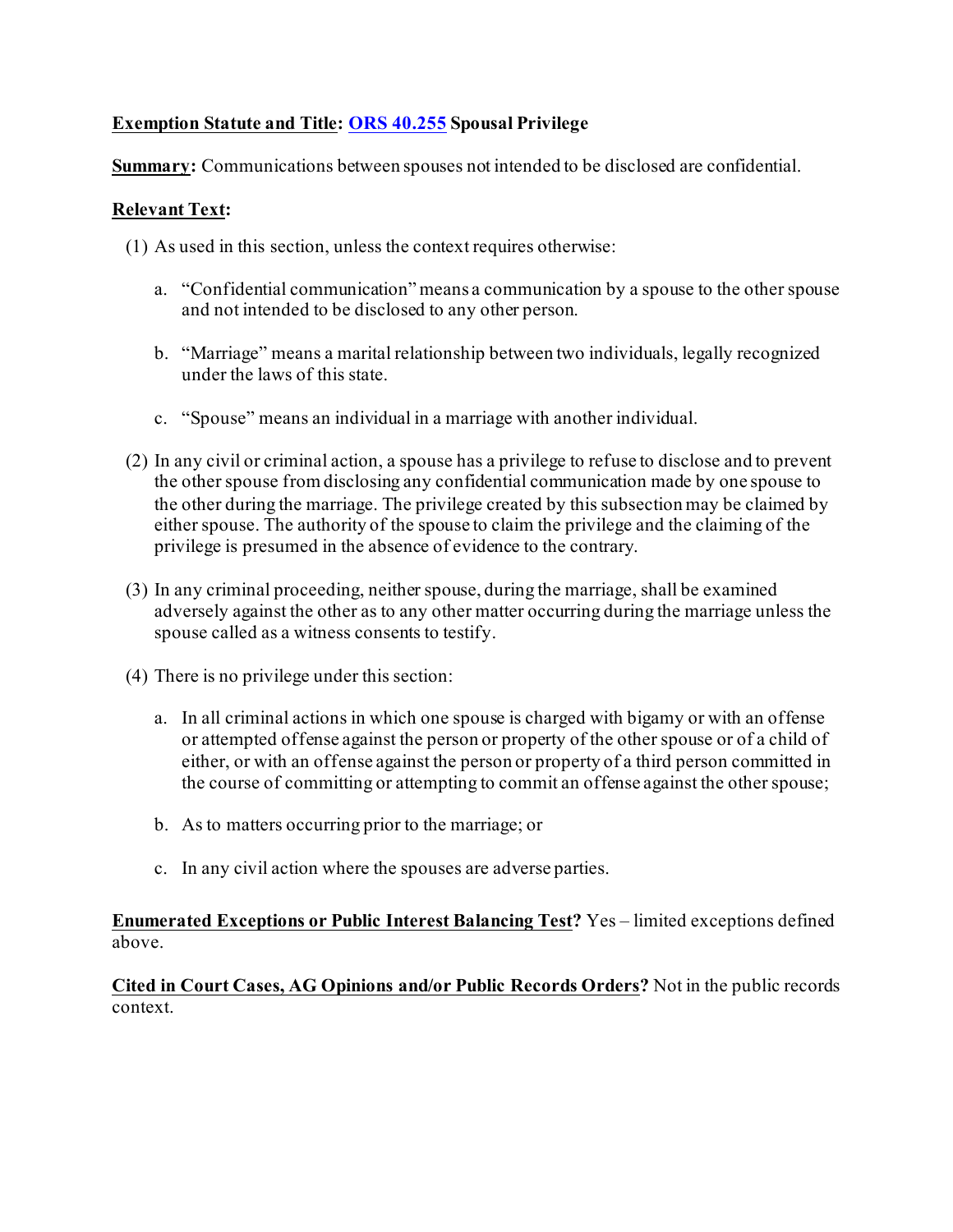**<u>Exemption Statute and Title</u>: [ORS 40.255](ORS 40.255) Spousal Privilege**

**<u>Summary</u>:** Communications between spouses not intended to be disclosed are confidential.

**<u>Relevant Text</u>:**

(1) As used in this section, unless the context requires otherwise:

   a. "Confidential communication" means a communication by a spouse to the other spouse and not intended to be disclosed to any other person.

   b. "Marriage" means a marital relationship between two individuals, legally recognized under the laws of this state.

   c. "Spouse" means an individual in a marriage with another individual.

(2) In any civil or criminal action, a spouse has a privilege to refuse to disclose and to prevent the other spouse from disclosing any confidential communication made by one spouse to the other during the marriage. The privilege created by this subsection may be claimed by either spouse. The authority of the spouse to claim the privilege and the claiming of the privilege is presumed in the absence of evidence to the contrary.

(3) In any criminal proceeding, neither spouse, during the marriage, shall be examined adversely against the other as to any other matter occurring during the marriage unless the spouse called as a witness consents to testify.

(4) There is no privilege under this section:

   a. In all criminal actions in which one spouse is charged with bigamy or with an offense or attempted offense against the person or property of the other spouse or of a child of either, or with an offense against the person or property of a third person committed in the course of committing or attempting to commit an offense against the other spouse;

   b. As to matters occurring prior to the marriage; or

   c. In any civil action where the spouses are adverse parties.

**<u>Enumerated Exceptions or Public Interest Balancing Test</u>?** Yes – limited exceptions defined above.

**<u>Cited in Court Cases, AG Opinions and/or Public Records Orders</u>?** Not in the public records context.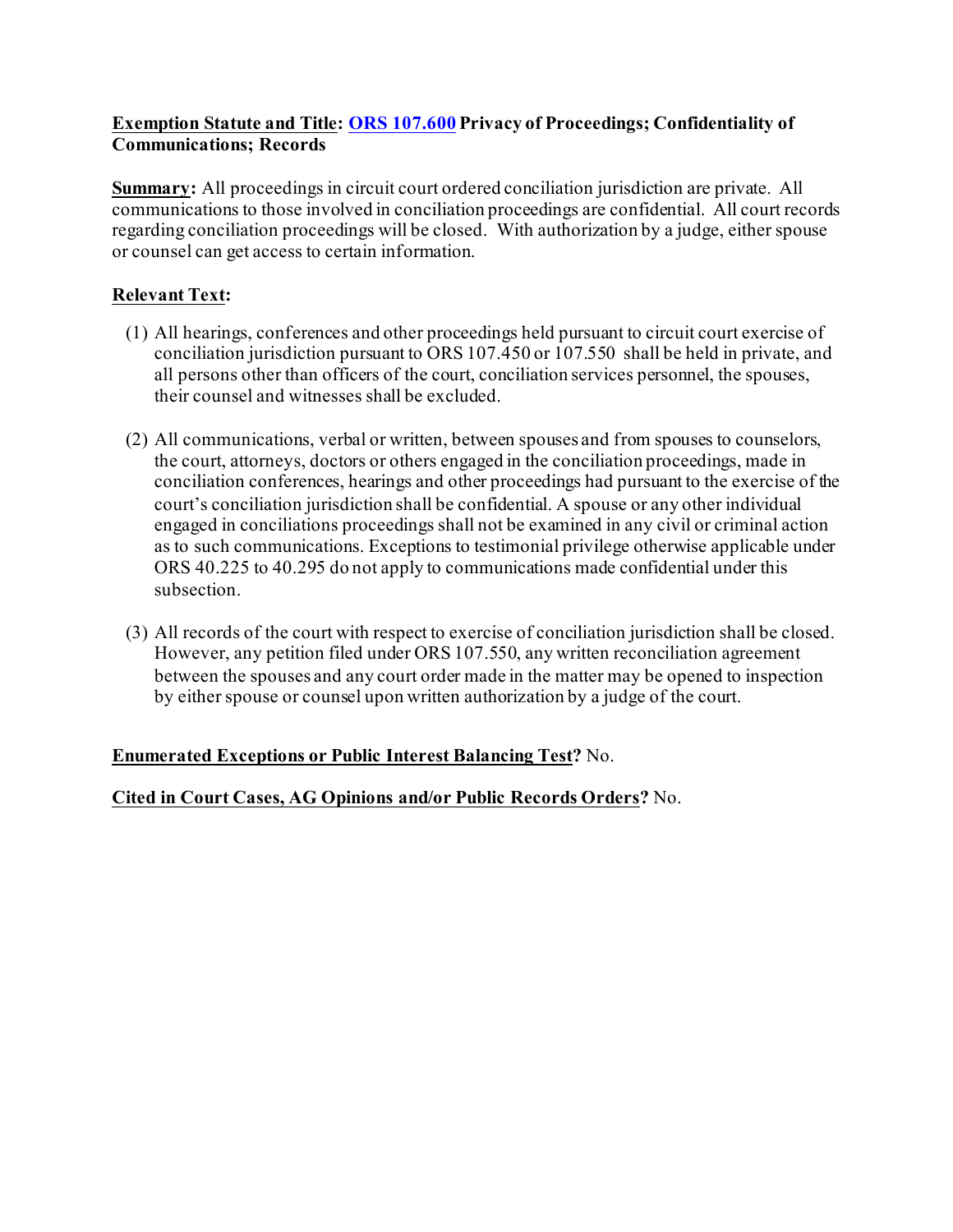**Exemption Statute and Title: ORS 107.600 Privacy of Proceedings; Confidentiality of Communications; Records**

**Summary:** All proceedings in circuit court ordered conciliation jurisdiction are private. All communications to those involved in conciliation proceedings are confidential. All court records regarding conciliation proceedings will be closed. With authorization by a judge, either spouse or counsel can get access to certain information.

**Relevant Text:**

(1) All hearings, conferences and other proceedings held pursuant to circuit court exercise of conciliation jurisdiction pursuant to ORS 107.450 or 107.550 shall be held in private, and all persons other than officers of the court, conciliation services personnel, the spouses, their counsel and witnesses shall be excluded.

(2) All communications, verbal or written, between spouses and from spouses to counselors, the court, attorneys, doctors or others engaged in the conciliation proceedings, made in conciliation conferences, hearings and other proceedings had pursuant to the exercise of the court's conciliation jurisdiction shall be confidential. A spouse or any other individual engaged in conciliations proceedings shall not be examined in any civil or criminal action as to such communications. Exceptions to testimonial privilege otherwise applicable under ORS 40.225 to 40.295 do not apply to communications made confidential under this subsection.

(3) All records of the court with respect to exercise of conciliation jurisdiction shall be closed. However, any petition filed under ORS 107.550, any written reconciliation agreement between the spouses and any court order made in the matter may be opened to inspection by either spouse or counsel upon written authorization by a judge of the court.

**Enumerated Exceptions or Public Interest Balancing Test?** No.

**Cited in Court Cases, AG Opinions and/or Public Records Orders?** No.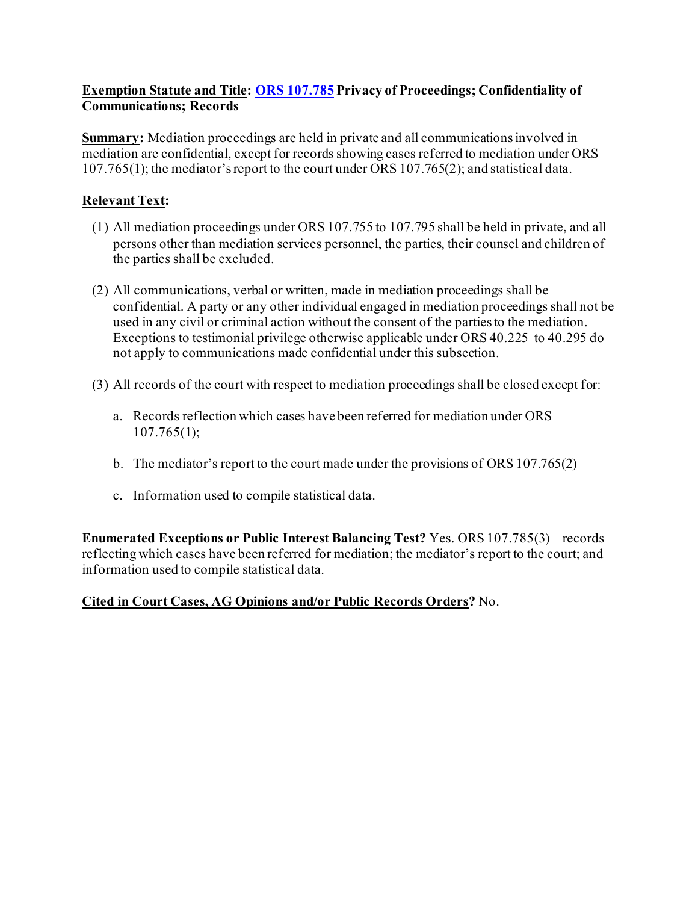**Exemption Statute and Title: [ORS 107.785](ORS 107.785) Privacy of Proceedings; Confidentiality of Communications; Records**

**Summary:** Mediation proceedings are held in private and all communications involved in mediation are confidential, except for records showing cases referred to mediation under ORS 107.765(1); the mediator's report to the court under ORS 107.765(2); and statistical data.

**Relevant Text:**

(1) All mediation proceedings under ORS 107.755 to 107.795 shall be held in private, and all persons other than mediation services personnel, the parties, their counsel and children of the parties shall be excluded.

(2) All communications, verbal or written, made in mediation proceedings shall be confidential. A party or any other individual engaged in mediation proceedings shall not be used in any civil or criminal action without the consent of the parties to the mediation. Exceptions to testimonial privilege otherwise applicable under ORS 40.225 to 40.295 do not apply to communications made confidential under this subsection.

(3) All records of the court with respect to mediation proceedings shall be closed except for:

   a. Records reflection which cases have been referred for mediation under ORS 107.765(1);

   b. The mediator's report to the court made under the provisions of ORS 107.765(2)

   c. Information used to compile statistical data.

**Enumerated Exceptions or Public Interest Balancing Test?** Yes. ORS 107.785(3) – records reflecting which cases have been referred for mediation; the mediator's report to the court; and information used to compile statistical data.

**Cited in Court Cases, AG Opinions and/or Public Records Orders?** No.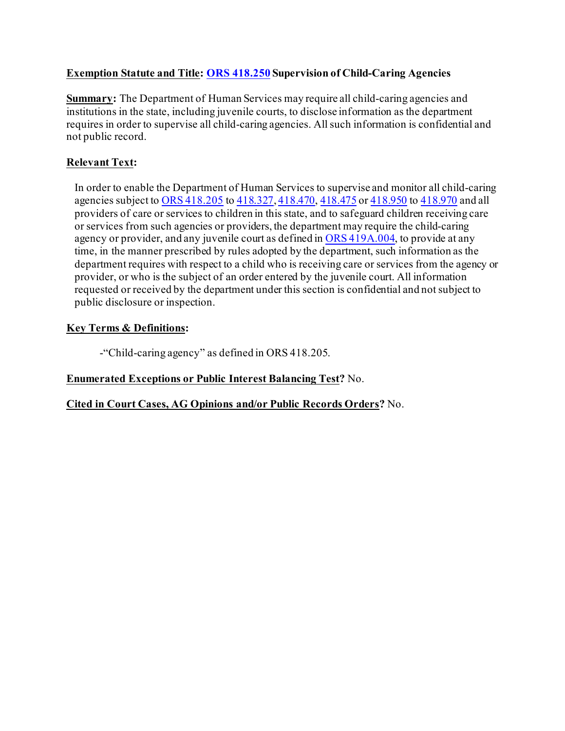**Exemption Statute and Title: ORS 418.250 Supervision of Child-Caring Agencies**

**Summary:** The Department of Human Services may require all child-caring agencies and institutions in the state, including juvenile courts, to disclose information as the department requires in order to supervise all child-caring agencies. All such information is confidential and not public record.

**Relevant Text:**

> In order to enable the Department of Human Services to supervise and monitor all child-caring agencies subject to ORS 418.205 to 418.327, 418.470, 418.475 or 418.950 to 418.970 and all providers of care or services to children in this state, and to safeguard children receiving care or services from such agencies or providers, the department may require the child-caring agency or provider, and any juvenile court as defined in ORS 419A.004, to provide at any time, in the manner prescribed by rules adopted by the department, such information as the department requires with respect to a child who is receiving care or services from the agency or provider, or who is the subject of an order entered by the juvenile court. All information requested or received by the department under this section is confidential and not subject to public disclosure or inspection.

**Key Terms & Definitions:**

- "Child-caring agency" as defined in ORS 418.205.

**Enumerated Exceptions or Public Interest Balancing Test?** No.

**Cited in Court Cases, AG Opinions and/or Public Records Orders?** No.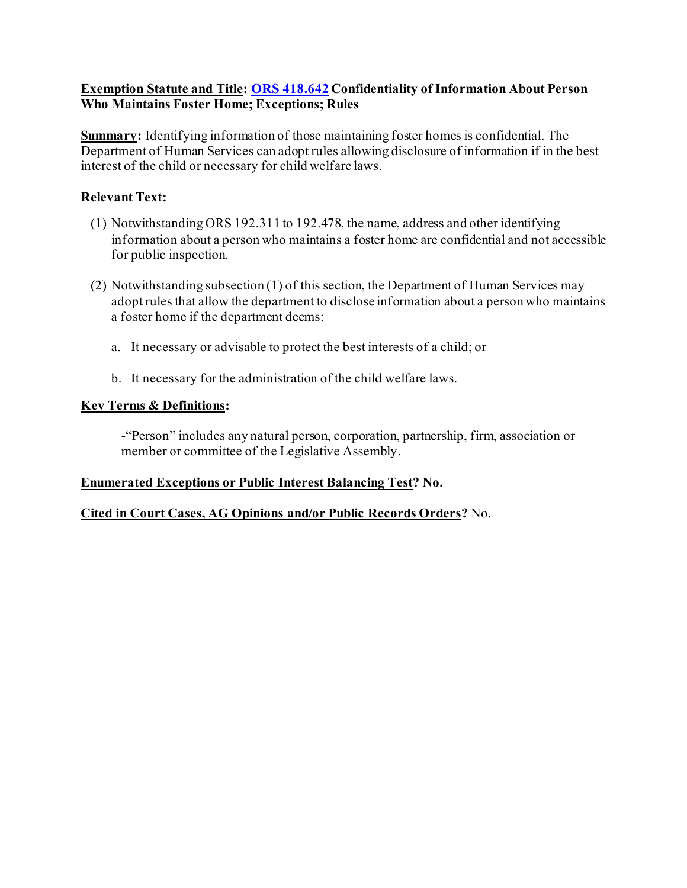**Exemption Statute and Title: ORS 418.642 Confidentiality of Information About Person Who Maintains Foster Home; Exceptions; Rules**

**Summary:** Identifying information of those maintaining foster homes is confidential. The Department of Human Services can adopt rules allowing disclosure of information if in the best interest of the child or necessary for child welfare laws.

**Relevant Text:**

(1) Notwithstanding ORS 192.311 to 192.478, the name, address and other identifying information about a person who maintains a foster home are confidential and not accessible for public inspection.

(2) Notwithstanding subsection (1) of this section, the Department of Human Services may adopt rules that allow the department to disclose information about a person who maintains a foster home if the department deems:

  a. It necessary or advisable to protect the best interests of a child; or

  b. It necessary for the administration of the child welfare laws.

**Key Terms & Definitions:**

-"Person" includes any natural person, corporation, partnership, firm, association or member or committee of the Legislative Assembly.

**Enumerated Exceptions or Public Interest Balancing Test? No.**

**Cited in Court Cases, AG Opinions and/or Public Records Orders?** No.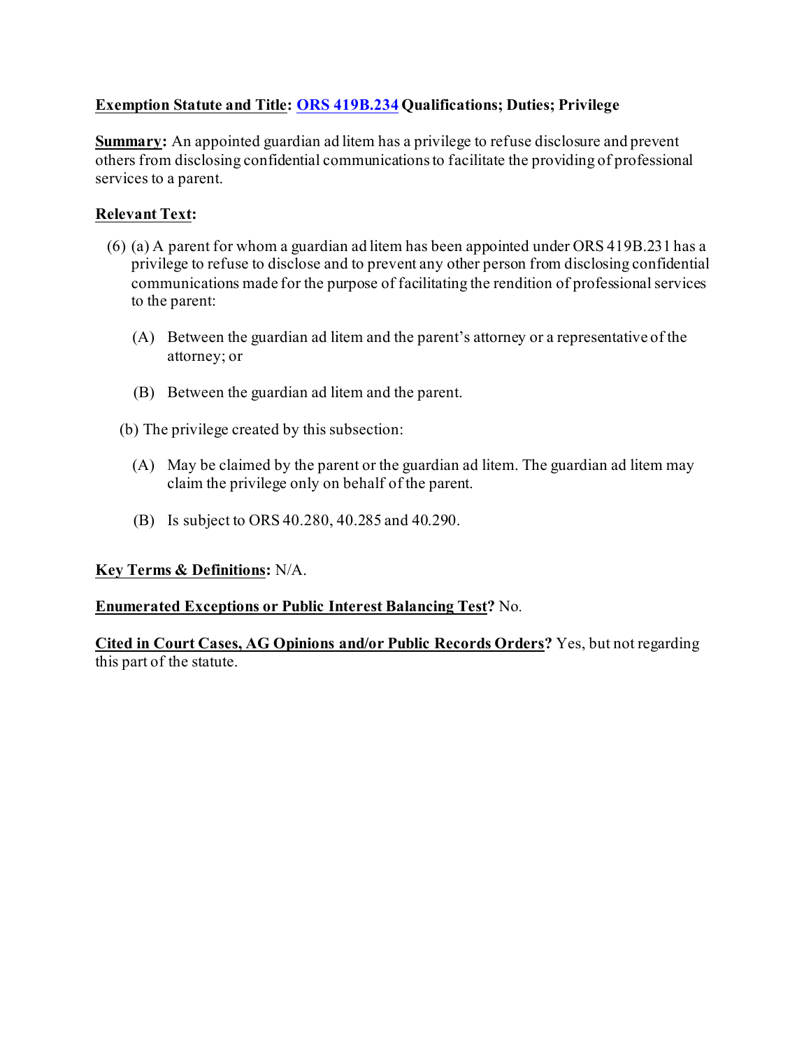**Exemption Statute and Title: [ORS 419B.234](ORS 419B.234) Qualifications; Duties; Privilege**

**Summary:** An appointed guardian ad litem has a privilege to refuse disclosure and prevent others from disclosing confidential communications to facilitate the providing of professional services to a parent.

**Relevant Text:**

(6) (a) A parent for whom a guardian ad litem has been appointed under ORS 419B.231 has a privilege to refuse to disclose and to prevent any other person from disclosing confidential communications made for the purpose of facilitating the rendition of professional services to the parent:

(A) Between the guardian ad litem and the parent's attorney or a representative of the attorney; or

(B) Between the guardian ad litem and the parent.

(b) The privilege created by this subsection:

(A) May be claimed by the parent or the guardian ad litem. The guardian ad litem may claim the privilege only on behalf of the parent.

(B) Is subject to ORS 40.280, 40.285 and 40.290.

**Key Terms & Definitions:** N/A.

**Enumerated Exceptions or Public Interest Balancing Test?** No.

**Cited in Court Cases, AG Opinions and/or Public Records Orders?** Yes, but not regarding this part of the statute.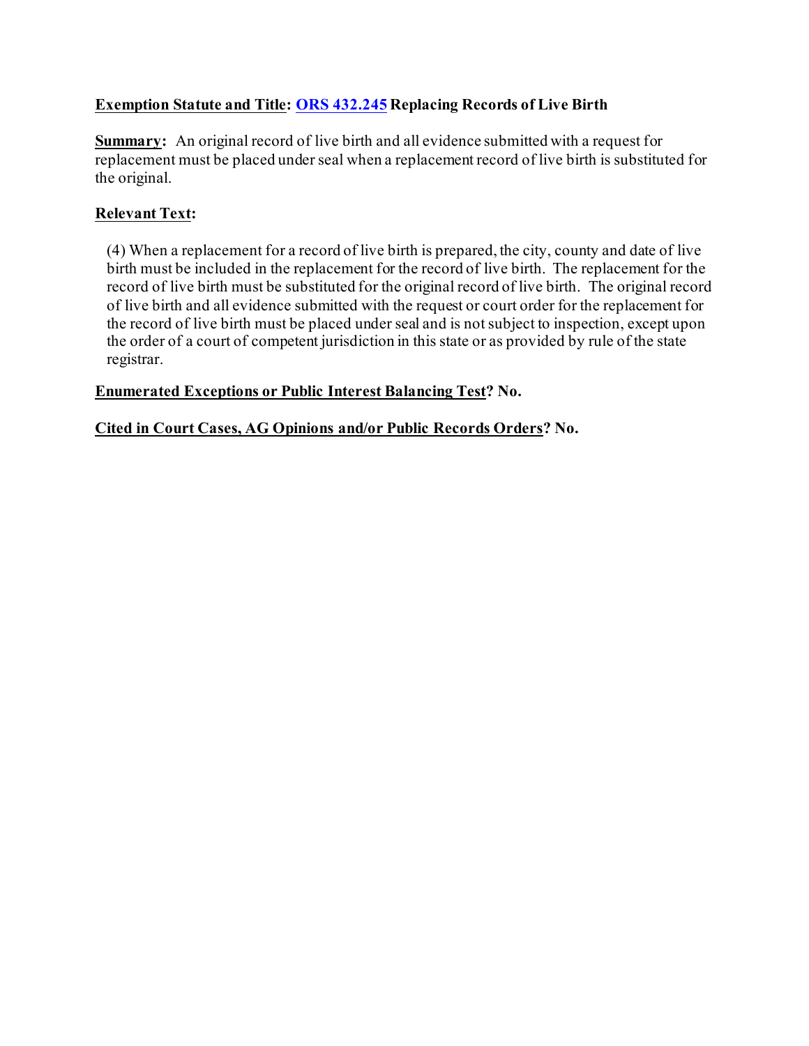**Exemption Statute and Title: ORS 432.245 Replacing Records of Live Birth**

**Summary:** An original record of live birth and all evidence submitted with a request for replacement must be placed under seal when a replacement record of live birth is substituted for the original.

**Relevant Text:**

(4) When a replacement for a record of live birth is prepared, the city, county and date of live birth must be included in the replacement for the record of live birth. The replacement for the record of live birth must be substituted for the original record of live birth. The original record of live birth and all evidence submitted with the request or court order for the replacement for the record of live birth must be placed under seal and is not subject to inspection, except upon the order of a court of competent jurisdiction in this state or as provided by rule of the state registrar.

**Enumerated Exceptions or Public Interest Balancing Test? No.**

**Cited in Court Cases, AG Opinions and/or Public Records Orders? No.**